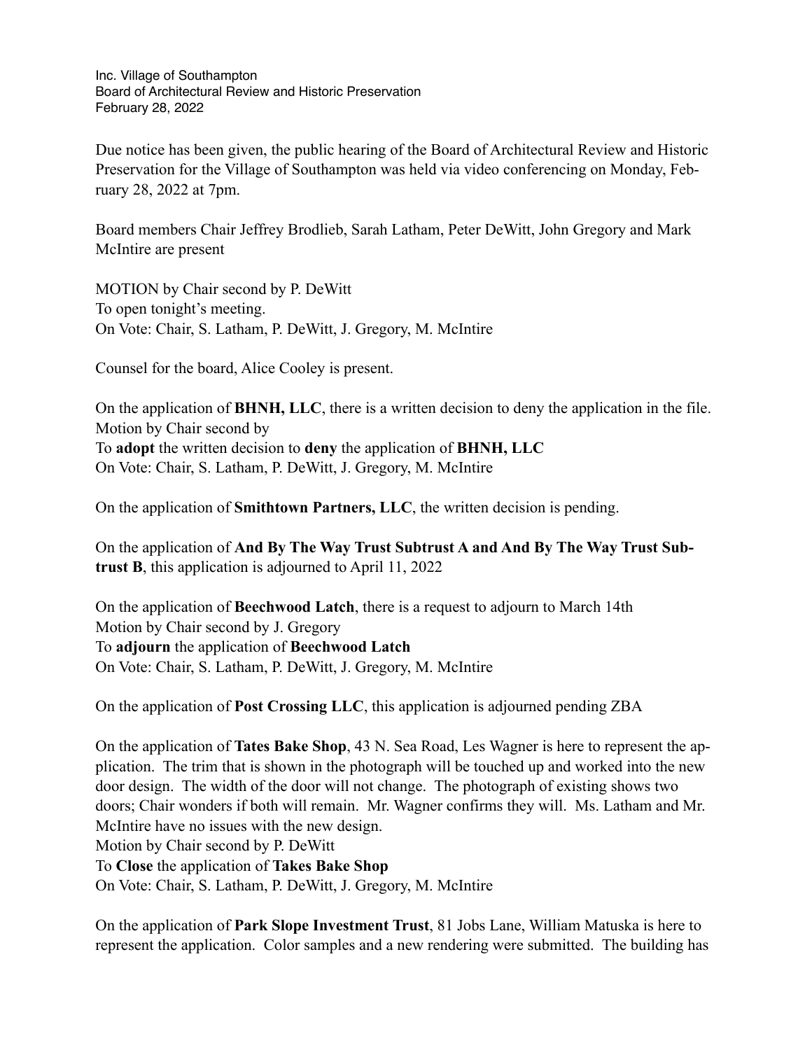Inc. Village of Southampton
Board of Architectural Review and Historic Preservation
February 28, 2022

Due notice has been given, the public hearing of the Board of Architectural Review and Historic Preservation for the Village of Southampton was held via video conferencing on Monday, February 28, 2022 at 7pm.

Board members Chair Jeffrey Brodlieb, Sarah Latham, Peter DeWitt, John Gregory and Mark McIntire are present

MOTION by Chair second by P. DeWitt
To open tonight's meeting.
On Vote: Chair, S. Latham, P. DeWitt, J. Gregory, M. McIntire

Counsel for the board, Alice Cooley is present.

On the application of **BHNH, LLC**, there is a written decision to deny the application in the file.
Motion by Chair second by
To **adopt** the written decision to **deny** the application of **BHNH, LLC**
On Vote: Chair, S. Latham, P. DeWitt, J. Gregory, M. McIntire

On the application of **Smithtown Partners, LLC**, the written decision is pending.

On the application of **And By The Way Trust Subtrust A and And By The Way Trust Subtrust B**, this application is adjourned to April 11, 2022

On the application of **Beechwood Latch**, there is a request to adjourn to March 14th
Motion by Chair second by J. Gregory
To **adjourn** the application of **Beechwood Latch**
On Vote: Chair, S. Latham, P. DeWitt, J. Gregory, M. McIntire

On the application of **Post Crossing LLC**, this application is adjourned pending ZBA

On the application of **Tates Bake Shop**, 43 N. Sea Road, Les Wagner is here to represent the application. The trim that is shown in the photograph will be touched up and worked into the new door design. The width of the door will not change. The photograph of existing shows two doors; Chair wonders if both will remain. Mr. Wagner confirms they will. Ms. Latham and Mr. McIntire have no issues with the new design.
Motion by Chair second by P. DeWitt
To **Close** the application of **Takes Bake Shop**
On Vote: Chair, S. Latham, P. DeWitt, J. Gregory, M. McIntire

On the application of **Park Slope Investment Trust**, 81 Jobs Lane, William Matuska is here to represent the application. Color samples and a new rendering were submitted. The building has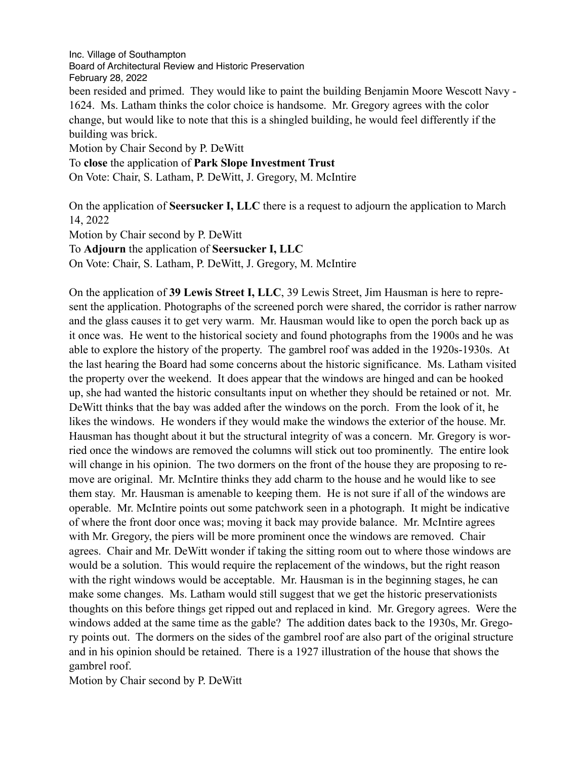been resided and primed. They would like to paint the building Benjamin Moore Wescott Navy - 1624. Ms. Latham thinks the color choice is handsome. Mr. Gregory agrees with the color change, but would like to note that this is a shingled building, he would feel differently if the building was brick.

Motion by Chair Second by P. DeWitt

To **close** the application of **Park Slope Investment Trust**

On Vote: Chair, S. Latham, P. DeWitt, J. Gregory, M. McIntire

On the application of **Seersucker I, LLC** there is a request to adjourn the application to March 14, 2022

Motion by Chair second by P. DeWitt

To **Adjourn** the application of **Seersucker I, LLC**

On Vote: Chair, S. Latham, P. DeWitt, J. Gregory, M. McIntire

On the application of **39 Lewis Street I, LLC**, 39 Lewis Street, Jim Hausman is here to represent the application. Photographs of the screened porch were shared, the corridor is rather narrow and the glass causes it to get very warm. Mr. Hausman would like to open the porch back up as it once was. He went to the historical society and found photographs from the 1900s and he was able to explore the history of the property. The gambrel roof was added in the 1920s-1930s. At the last hearing the Board had some concerns about the historic significance. Ms. Latham visited the property over the weekend. It does appear that the windows are hinged and can be hooked up, she had wanted the historic consultants input on whether they should be retained or not. Mr. DeWitt thinks that the bay was added after the windows on the porch. From the look of it, he likes the windows. He wonders if they would make the windows the exterior of the house. Mr. Hausman has thought about it but the structural integrity of was a concern. Mr. Gregory is worried once the windows are removed the columns will stick out too prominently. The entire look will change in his opinion. The two dormers on the front of the house they are proposing to remove are original. Mr. McIntire thinks they add charm to the house and he would like to see them stay. Mr. Hausman is amenable to keeping them. He is not sure if all of the windows are operable. Mr. McIntire points out some patchwork seen in a photograph. It might be indicative of where the front door once was; moving it back may provide balance. Mr. McIntire agrees with Mr. Gregory, the piers will be more prominent once the windows are removed. Chair agrees. Chair and Mr. DeWitt wonder if taking the sitting room out to where those windows are would be a solution. This would require the replacement of the windows, but the right reason with the right windows would be acceptable. Mr. Hausman is in the beginning stages, he can make some changes. Ms. Latham would still suggest that we get the historic preservationists thoughts on this before things get ripped out and replaced in kind. Mr. Gregory agrees. Were the windows added at the same time as the gable? The addition dates back to the 1930s, Mr. Gregory points out. The dormers on the sides of the gambrel roof are also part of the original structure and in his opinion should be retained. There is a 1927 illustration of the house that shows the gambrel roof.

Motion by Chair second by P. DeWitt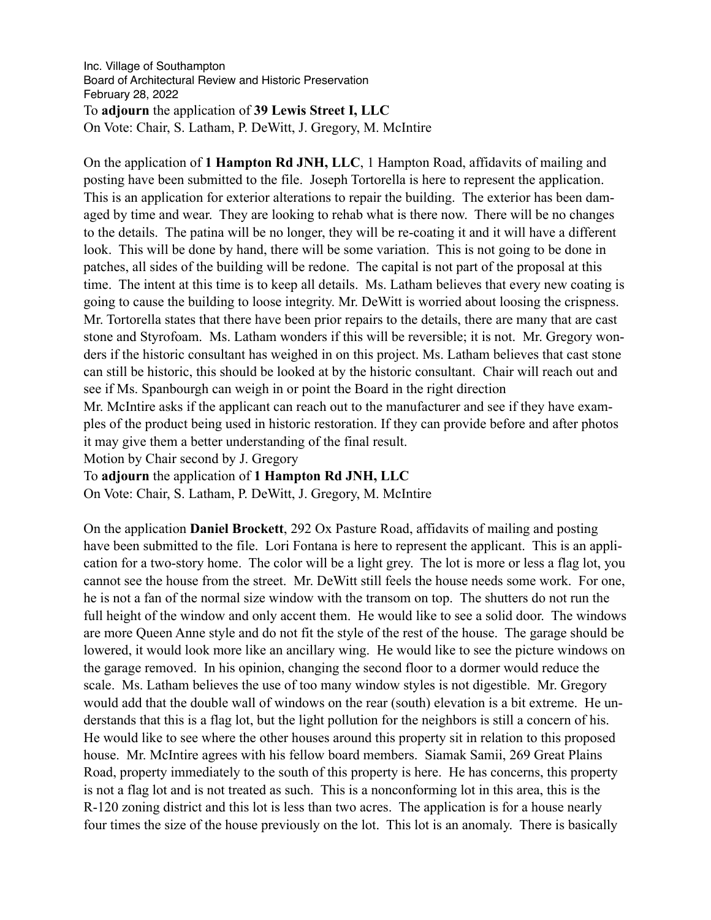Inc. Village of Southampton
Board of Architectural Review and Historic Preservation
February 28, 2022

To **adjourn** the application of **39 Lewis Street I, LLC**
On Vote: Chair, S. Latham, P. DeWitt, J. Gregory, M. McIntire

On the application of **1 Hampton Rd JNH, LLC**, 1 Hampton Road, affidavits of mailing and posting have been submitted to the file. Joseph Tortorella is here to represent the application. This is an application for exterior alterations to repair the building. The exterior has been damaged by time and wear. They are looking to rehab what is there now. There will be no changes to the details. The patina will be no longer, they will be re-coating it and it will have a different look. This will be done by hand, there will be some variation. This is not going to be done in patches, all sides of the building will be redone. The capital is not part of the proposal at this time. The intent at this time is to keep all details. Ms. Latham believes that every new coating is going to cause the building to loose integrity. Mr. DeWitt is worried about loosing the crispness. Mr. Tortorella states that there have been prior repairs to the details, there are many that are cast stone and Styrofoam. Ms. Latham wonders if this will be reversible; it is not. Mr. Gregory wonders if the historic consultant has weighed in on this project. Ms. Latham believes that cast stone can still be historic, this should be looked at by the historic consultant. Chair will reach out and see if Ms. Spanbourgh can weigh in or point the Board in the right direction
Mr. McIntire asks if the applicant can reach out to the manufacturer and see if they have examples of the product being used in historic restoration. If they can provide before and after photos it may give them a better understanding of the final result.
Motion by Chair second by J. Gregory
To **adjourn** the application of **1 Hampton Rd JNH, LLC**
On Vote: Chair, S. Latham, P. DeWitt, J. Gregory, M. McIntire

On the application **Daniel Brockett**, 292 Ox Pasture Road, affidavits of mailing and posting have been submitted to the file. Lori Fontana is here to represent the applicant. This is an application for a two-story home. The color will be a light grey. The lot is more or less a flag lot, you cannot see the house from the street. Mr. DeWitt still feels the house needs some work. For one, he is not a fan of the normal size window with the transom on top. The shutters do not run the full height of the window and only accent them. He would like to see a solid door. The windows are more Queen Anne style and do not fit the style of the rest of the house. The garage should be lowered, it would look more like an ancillary wing. He would like to see the picture windows on the garage removed. In his opinion, changing the second floor to a dormer would reduce the scale. Ms. Latham believes the use of too many window styles is not digestible. Mr. Gregory would add that the double wall of windows on the rear (south) elevation is a bit extreme. He understands that this is a flag lot, but the light pollution for the neighbors is still a concern of his. He would like to see where the other houses around this property sit in relation to this proposed house. Mr. McIntire agrees with his fellow board members. Siamak Samii, 269 Great Plains Road, property immediately to the south of this property is here. He has concerns, this property is not a flag lot and is not treated as such. This is a nonconforming lot in this area, this is the R-120 zoning district and this lot is less than two acres. The application is for a house nearly four times the size of the house previously on the lot. This lot is an anomaly. There is basically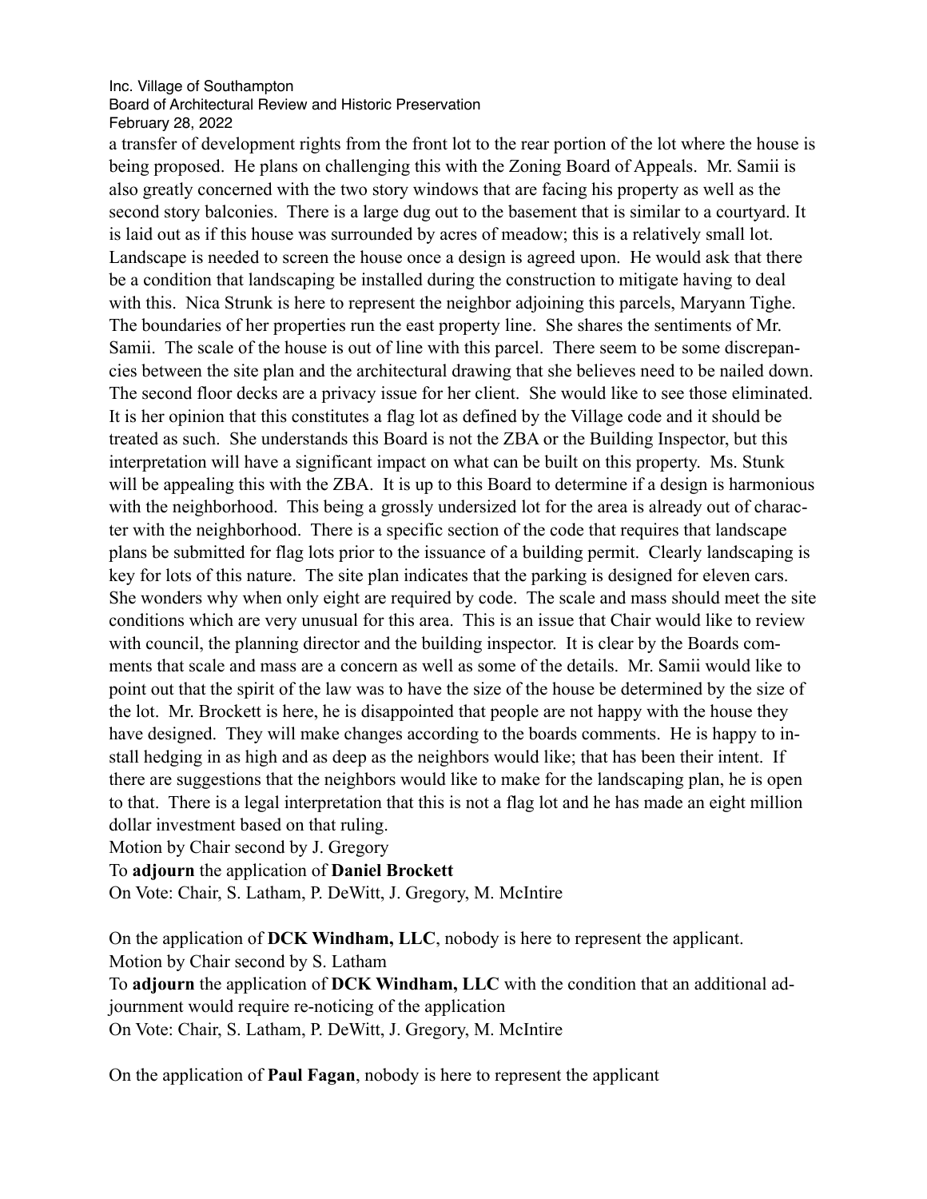a transfer of development rights from the front lot to the rear portion of the lot where the house is being proposed. He plans on challenging this with the Zoning Board of Appeals. Mr. Samii is also greatly concerned with the two story windows that are facing his property as well as the second story balconies. There is a large dug out to the basement that is similar to a courtyard. It is laid out as if this house was surrounded by acres of meadow; this is a relatively small lot. Landscape is needed to screen the house once a design is agreed upon. He would ask that there be a condition that landscaping be installed during the construction to mitigate having to deal with this. Nica Strunk is here to represent the neighbor adjoining this parcels, Maryann Tighe. The boundaries of her properties run the east property line. She shares the sentiments of Mr. Samii. The scale of the house is out of line with this parcel. There seem to be some discrepancies between the site plan and the architectural drawing that she believes need to be nailed down. The second floor decks are a privacy issue for her client. She would like to see those eliminated. It is her opinion that this constitutes a flag lot as defined by the Village code and it should be treated as such. She understands this Board is not the ZBA or the Building Inspector, but this interpretation will have a significant impact on what can be built on this property. Ms. Stunk will be appealing this with the ZBA. It is up to this Board to determine if a design is harmonious with the neighborhood. This being a grossly undersized lot for the area is already out of character with the neighborhood. There is a specific section of the code that requires that landscape plans be submitted for flag lots prior to the issuance of a building permit. Clearly landscaping is key for lots of this nature. The site plan indicates that the parking is designed for eleven cars. She wonders why when only eight are required by code. The scale and mass should meet the site conditions which are very unusual for this area. This is an issue that Chair would like to review with council, the planning director and the building inspector. It is clear by the Boards comments that scale and mass are a concern as well as some of the details. Mr. Samii would like to point out that the spirit of the law was to have the size of the house be determined by the size of the lot. Mr. Brockett is here, he is disappointed that people are not happy with the house they have designed. They will make changes according to the boards comments. He is happy to install hedging in as high and as deep as the neighbors would like; that has been their intent. If there are suggestions that the neighbors would like to make for the landscaping plan, he is open to that. There is a legal interpretation that this is not a flag lot and he has made an eight million dollar investment based on that ruling.

Motion by Chair second by J. Gregory

To **adjourn** the application of **Daniel Brockett**

On Vote: Chair, S. Latham, P. DeWitt, J. Gregory, M. McIntire

On the application of **DCK Windham, LLC**, nobody is here to represent the applicant.

Motion by Chair second by S. Latham

To **adjourn** the application of **DCK Windham, LLC** with the condition that an additional adjournment would require re-noticing of the application

On Vote: Chair, S. Latham, P. DeWitt, J. Gregory, M. McIntire

On the application of **Paul Fagan**, nobody is here to represent the applicant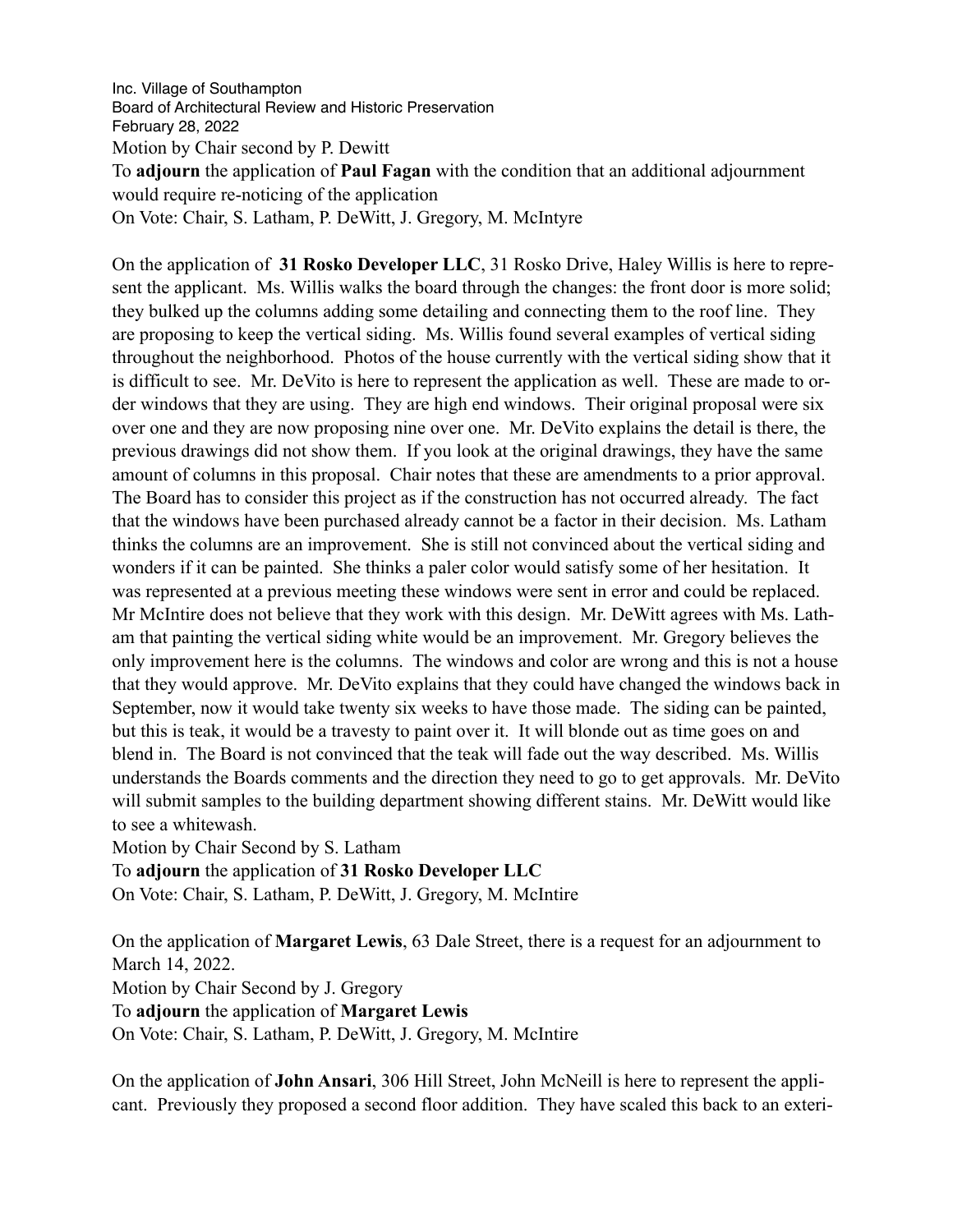Inc. Village of Southampton
Board of Architectural Review and Historic Preservation
February 28, 2022

Motion by Chair second by P. Dewitt
To **adjourn** the application of **Paul Fagan** with the condition that an additional adjournment would require re-noticing of the application
On Vote: Chair, S. Latham, P. DeWitt, J. Gregory, M. McIntyre

On the application of **31 Rosko Developer LLC**, 31 Rosko Drive, Haley Willis is here to represent the applicant. Ms. Willis walks the board through the changes: the front door is more solid; they bulked up the columns adding some detailing and connecting them to the roof line. They are proposing to keep the vertical siding. Ms. Willis found several examples of vertical siding throughout the neighborhood. Photos of the house currently with the vertical siding show that it is difficult to see. Mr. DeVito is here to represent the application as well. These are made to order windows that they are using. They are high end windows. Their original proposal were six over one and they are now proposing nine over one. Mr. DeVito explains the detail is there, the previous drawings did not show them. If you look at the original drawings, they have the same amount of columns in this proposal. Chair notes that these are amendments to a prior approval. The Board has to consider this project as if the construction has not occurred already. The fact that the windows have been purchased already cannot be a factor in their decision. Ms. Latham thinks the columns are an improvement. She is still not convinced about the vertical siding and wonders if it can be painted. She thinks a paler color would satisfy some of her hesitation. It was represented at a previous meeting these windows were sent in error and could be replaced. Mr McIntire does not believe that they work with this design. Mr. DeWitt agrees with Ms. Latham that painting the vertical siding white would be an improvement. Mr. Gregory believes the only improvement here is the columns. The windows and color are wrong and this is not a house that they would approve. Mr. DeVito explains that they could have changed the windows back in September, now it would take twenty six weeks to have those made. The siding can be painted, but this is teak, it would be a travesty to paint over it. It will blonde out as time goes on and blend in. The Board is not convinced that the teak will fade out the way described. Ms. Willis understands the Boards comments and the direction they need to go to get approvals. Mr. DeVito will submit samples to the building department showing different stains. Mr. DeWitt would like to see a whitewash.

Motion by Chair Second by S. Latham
To **adjourn** the application of **31 Rosko Developer LLC**
On Vote: Chair, S. Latham, P. DeWitt, J. Gregory, M. McIntire

On the application of **Margaret Lewis**, 63 Dale Street, there is a request for an adjournment to March 14, 2022.

Motion by Chair Second by J. Gregory
To **adjourn** the application of **Margaret Lewis**
On Vote: Chair, S. Latham, P. DeWitt, J. Gregory, M. McIntire

On the application of **John Ansari**, 306 Hill Street, John McNeill is here to represent the applicant. Previously they proposed a second floor addition. They have scaled this back to an exteri-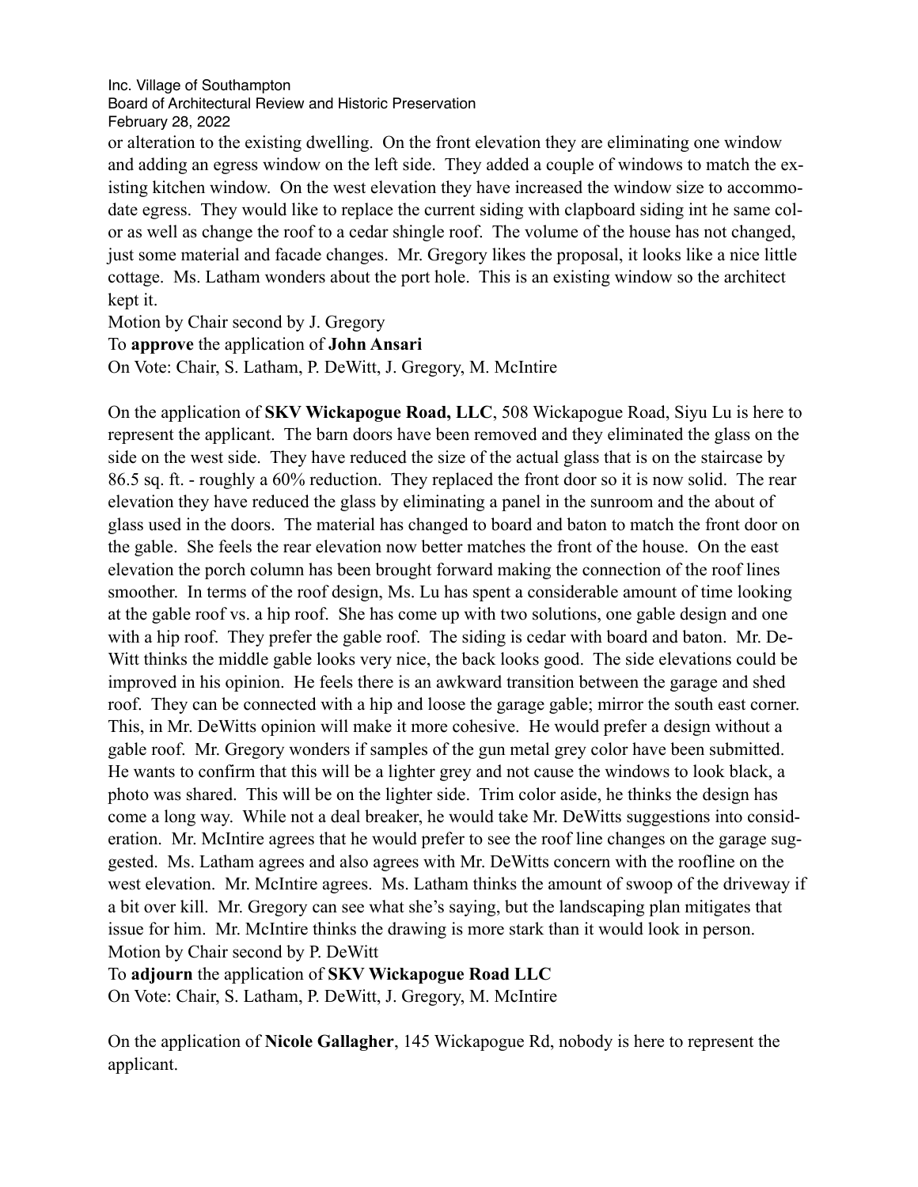or alteration to the existing dwelling. On the front elevation they are eliminating one window and adding an egress window on the left side. They added a couple of windows to match the existing kitchen window. On the west elevation they have increased the window size to accommodate egress. They would like to replace the current siding with clapboard siding int he same color as well as change the roof to a cedar shingle roof. The volume of the house has not changed, just some material and facade changes. Mr. Gregory likes the proposal, it looks like a nice little cottage. Ms. Latham wonders about the port hole. This is an existing window so the architect kept it.

Motion by Chair second by J. Gregory

To **approve** the application of **John Ansari**

On Vote: Chair, S. Latham, P. DeWitt, J. Gregory, M. McIntire

On the application of **SKV Wickapogue Road, LLC**, 508 Wickapogue Road, Siyu Lu is here to represent the applicant. The barn doors have been removed and they eliminated the glass on the side on the west side. They have reduced the size of the actual glass that is on the staircase by 86.5 sq. ft. - roughly a 60% reduction. They replaced the front door so it is now solid. The rear elevation they have reduced the glass by eliminating a panel in the sunroom and the about of glass used in the doors. The material has changed to board and baton to match the front door on the gable. She feels the rear elevation now better matches the front of the house. On the east elevation the porch column has been brought forward making the connection of the roof lines smoother. In terms of the roof design, Ms. Lu has spent a considerable amount of time looking at the gable roof vs. a hip roof. She has come up with two solutions, one gable design and one with a hip roof. They prefer the gable roof. The siding is cedar with board and baton. Mr. DeWitt thinks the middle gable looks very nice, the back looks good. The side elevations could be improved in his opinion. He feels there is an awkward transition between the garage and shed roof. They can be connected with a hip and loose the garage gable; mirror the south east corner. This, in Mr. DeWitts opinion will make it more cohesive. He would prefer a design without a gable roof. Mr. Gregory wonders if samples of the gun metal grey color have been submitted. He wants to confirm that this will be a lighter grey and not cause the windows to look black, a photo was shared. This will be on the lighter side. Trim color aside, he thinks the design has come a long way. While not a deal breaker, he would take Mr. DeWitts suggestions into consideration. Mr. McIntire agrees that he would prefer to see the roof line changes on the garage suggested. Ms. Latham agrees and also agrees with Mr. DeWitts concern with the roofline on the west elevation. Mr. McIntire agrees. Ms. Latham thinks the amount of swoop of the driveway if a bit over kill. Mr. Gregory can see what she's saying, but the landscaping plan mitigates that issue for him. Mr. McIntire thinks the drawing is more stark than it would look in person.

Motion by Chair second by P. DeWitt

To **adjourn** the application of **SKV Wickapogue Road LLC**

On Vote: Chair, S. Latham, P. DeWitt, J. Gregory, M. McIntire

On the application of **Nicole Gallagher**, 145 Wickapogue Rd, nobody is here to represent the applicant.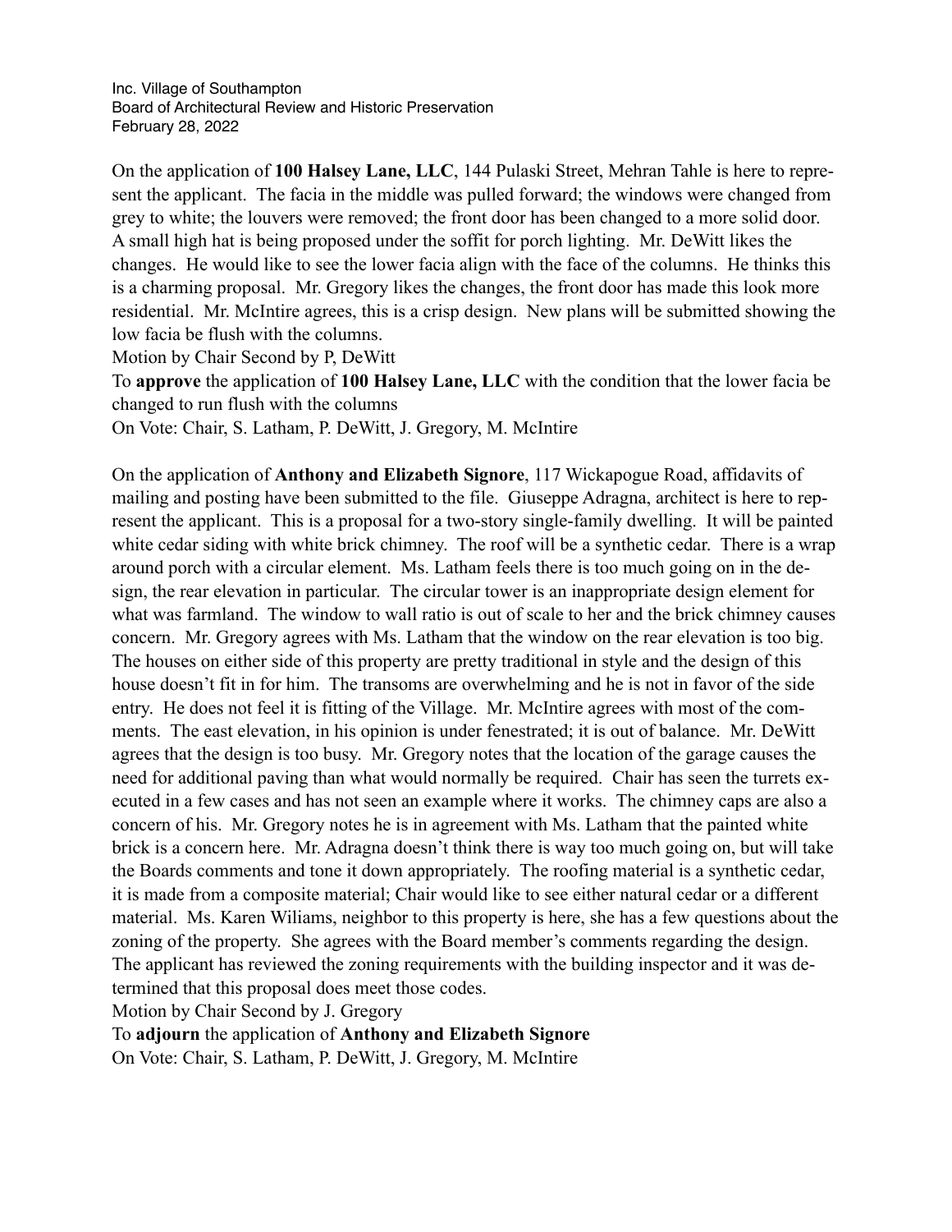Inc. Village of Southampton
Board of Architectural Review and Historic Preservation
February 28, 2022

On the application of **100 Halsey Lane, LLC**, 144 Pulaski Street, Mehran Tahle is here to represent the applicant. The facia in the middle was pulled forward; the windows were changed from grey to white; the louvers were removed; the front door has been changed to a more solid door. A small high hat is being proposed under the soffit for porch lighting. Mr. DeWitt likes the changes. He would like to see the lower facia align with the face of the columns. He thinks this is a charming proposal. Mr. Gregory likes the changes, the front door has made this look more residential. Mr. McIntire agrees, this is a crisp design. New plans will be submitted showing the low facia be flush with the columns.
Motion by Chair Second by P, DeWitt
To **approve** the application of **100 Halsey Lane, LLC** with the condition that the lower facia be changed to run flush with the columns
On Vote: Chair, S. Latham, P. DeWitt, J. Gregory, M. McIntire

On the application of **Anthony and Elizabeth Signore**, 117 Wickapogue Road, affidavits of mailing and posting have been submitted to the file. Giuseppe Adragna, architect is here to represent the applicant. This is a proposal for a two-story single-family dwelling. It will be painted white cedar siding with white brick chimney. The roof will be a synthetic cedar. There is a wrap around porch with a circular element. Ms. Latham feels there is too much going on in the design, the rear elevation in particular. The circular tower is an inappropriate design element for what was farmland. The window to wall ratio is out of scale to her and the brick chimney causes concern. Mr. Gregory agrees with Ms. Latham that the window on the rear elevation is too big. The houses on either side of this property are pretty traditional in style and the design of this house doesn't fit in for him. The transoms are overwhelming and he is not in favor of the side entry. He does not feel it is fitting of the Village. Mr. McIntire agrees with most of the comments. The east elevation, in his opinion is under fenestrated; it is out of balance. Mr. DeWitt agrees that the design is too busy. Mr. Gregory notes that the location of the garage causes the need for additional paving than what would normally be required. Chair has seen the turrets executed in a few cases and has not seen an example where it works. The chimney caps are also a concern of his. Mr. Gregory notes he is in agreement with Ms. Latham that the painted white brick is a concern here. Mr. Adragna doesn't think there is way too much going on, but will take the Boards comments and tone it down appropriately. The roofing material is a synthetic cedar, it is made from a composite material; Chair would like to see either natural cedar or a different material. Ms. Karen Wiliams, neighbor to this property is here, she has a few questions about the zoning of the property. She agrees with the Board member's comments regarding the design. The applicant has reviewed the zoning requirements with the building inspector and it was determined that this proposal does meet those codes.
Motion by Chair Second by J. Gregory
To **adjourn** the application of **Anthony and Elizabeth Signore**
On Vote: Chair, S. Latham, P. DeWitt, J. Gregory, M. McIntire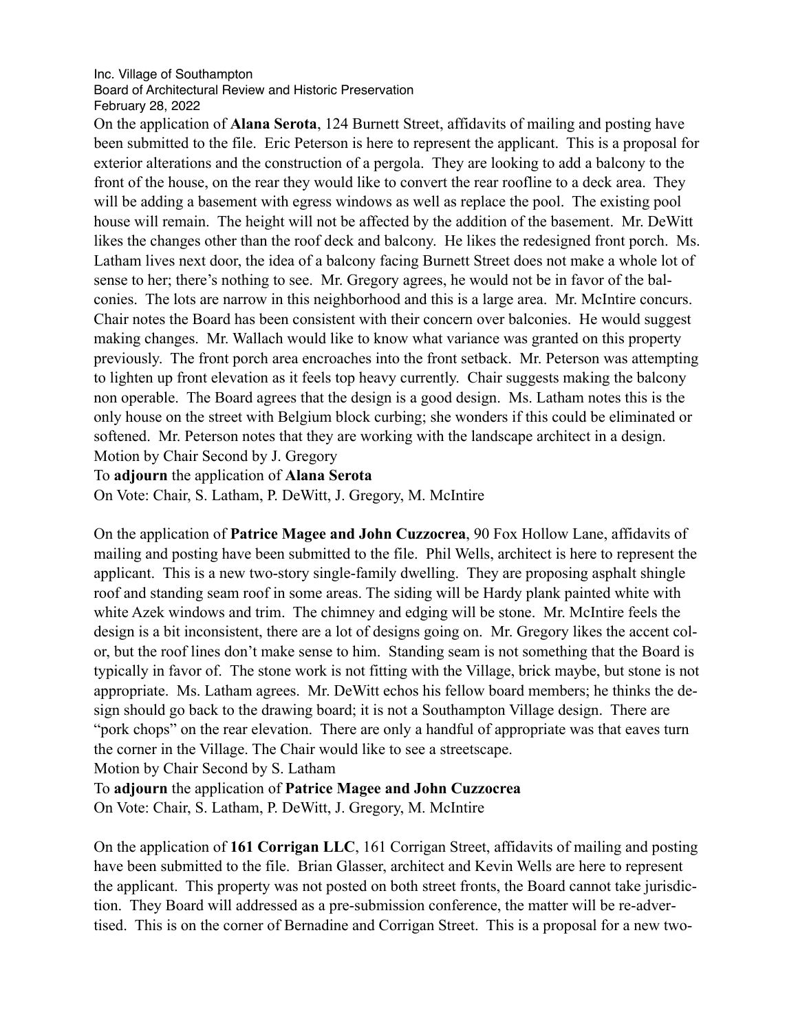Inc. Village of Southampton
Board of Architectural Review and Historic Preservation
February 28, 2022

On the application of **Alana Serota**, 124 Burnett Street, affidavits of mailing and posting have been submitted to the file. Eric Peterson is here to represent the applicant. This is a proposal for exterior alterations and the construction of a pergola. They are looking to add a balcony to the front of the house, on the rear they would like to convert the rear roofline to a deck area. They will be adding a basement with egress windows as well as replace the pool. The existing pool house will remain. The height will not be affected by the addition of the basement. Mr. DeWitt likes the changes other than the roof deck and balcony. He likes the redesigned front porch. Ms. Latham lives next door, the idea of a balcony facing Burnett Street does not make a whole lot of sense to her; there's nothing to see. Mr. Gregory agrees, he would not be in favor of the balconies. The lots are narrow in this neighborhood and this is a large area. Mr. McIntire concurs. Chair notes the Board has been consistent with their concern over balconies. He would suggest making changes. Mr. Wallach would like to know what variance was granted on this property previously. The front porch area encroaches into the front setback. Mr. Peterson was attempting to lighten up front elevation as it feels top heavy currently. Chair suggests making the balcony non operable. The Board agrees that the design is a good design. Ms. Latham notes this is the only house on the street with Belgium block curbing; she wonders if this could be eliminated or softened. Mr. Peterson notes that they are working with the landscape architect in a design.
Motion by Chair Second by J. Gregory
To **adjourn** the application of **Alana Serota**
On Vote: Chair, S. Latham, P. DeWitt, J. Gregory, M. McIntire

On the application of **Patrice Magee and John Cuzzocrea**, 90 Fox Hollow Lane, affidavits of mailing and posting have been submitted to the file. Phil Wells, architect is here to represent the applicant. This is a new two-story single-family dwelling. They are proposing asphalt shingle roof and standing seam roof in some areas. The siding will be Hardy plank painted white with white Azek windows and trim. The chimney and edging will be stone. Mr. McIntire feels the design is a bit inconsistent, there are a lot of designs going on. Mr. Gregory likes the accent color, but the roof lines don't make sense to him. Standing seam is not something that the Board is typically in favor of. The stone work is not fitting with the Village, brick maybe, but stone is not appropriate. Ms. Latham agrees. Mr. DeWitt echos his fellow board members; he thinks the design should go back to the drawing board; it is not a Southampton Village design. There are "pork chops" on the rear elevation. There are only a handful of appropriate was that eaves turn the corner in the Village. The Chair would like to see a streetscape.
Motion by Chair Second by S. Latham
To **adjourn** the application of **Patrice Magee and John Cuzzocrea**
On Vote: Chair, S. Latham, P. DeWitt, J. Gregory, M. McIntire

On the application of **161 Corrigan LLC**, 161 Corrigan Street, affidavits of mailing and posting have been submitted to the file. Brian Glasser, architect and Kevin Wells are here to represent the applicant. This property was not posted on both street fronts, the Board cannot take jurisdiction. They Board will addressed as a pre-submission conference, the matter will be re-advertised. This is on the corner of Bernadine and Corrigan Street. This is a proposal for a new two-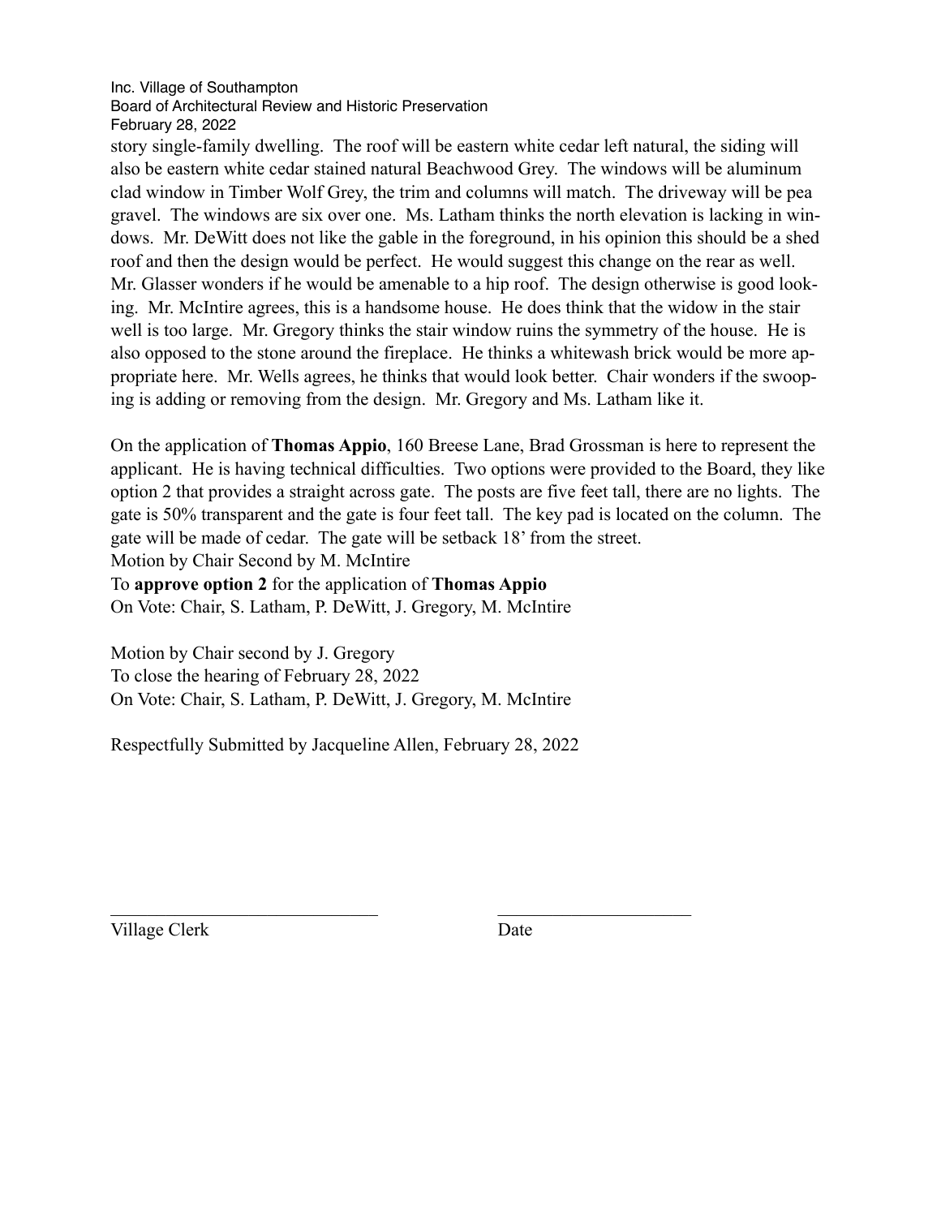story single-family dwelling. The roof will be eastern white cedar left natural, the siding will also be eastern white cedar stained natural Beachwood Grey. The windows will be aluminum clad window in Timber Wolf Grey, the trim and columns will match. The driveway will be pea gravel. The windows are six over one. Ms. Latham thinks the north elevation is lacking in windows. Mr. DeWitt does not like the gable in the foreground, in his opinion this should be a shed roof and then the design would be perfect. He would suggest this change on the rear as well. Mr. Glasser wonders if he would be amenable to a hip roof. The design otherwise is good looking. Mr. McIntire agrees, this is a handsome house. He does think that the widow in the stair well is too large. Mr. Gregory thinks the stair window ruins the symmetry of the house. He is also opposed to the stone around the fireplace. He thinks a whitewash brick would be more appropriate here. Mr. Wells agrees, he thinks that would look better. Chair wonders if the swooping is adding or removing from the design. Mr. Gregory and Ms. Latham like it.

On the application of **Thomas Appio**, 160 Breese Lane, Brad Grossman is here to represent the applicant. He is having technical difficulties. Two options were provided to the Board, they like option 2 that provides a straight across gate. The posts are five feet tall, there are no lights. The gate is 50% transparent and the gate is four feet tall. The key pad is located on the column. The gate will be made of cedar. The gate will be setback 18' from the street.
Motion by Chair Second by M. McIntire
To **approve option 2** for the application of **Thomas Appio**
On Vote: Chair, S. Latham, P. DeWitt, J. Gregory, M. McIntire

Motion by Chair second by J. Gregory
To close the hearing of February 28, 2022
On Vote: Chair, S. Latham, P. DeWitt, J. Gregory, M. McIntire

Respectfully Submitted by Jacqueline Allen, February 28, 2022

______________________________ ______________________

Village Clerk Date